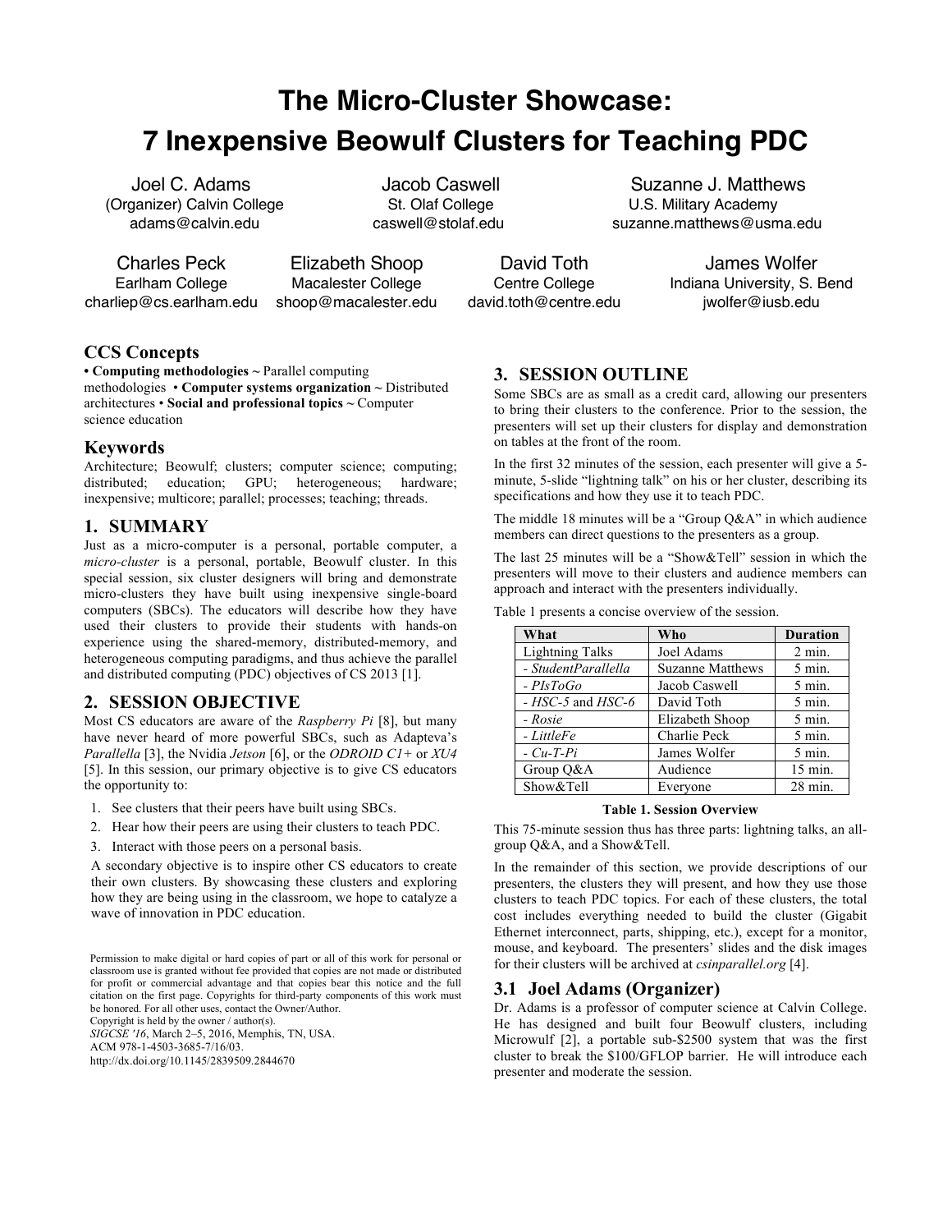# The Micro-Cluster Showcase: 7 Inexpensive Beowulf Clusters for Teaching PDC

Joel C. Adams
(Organizer) Calvin College
adams@calvin.edu

Jacob Caswell
St. Olaf College
caswell@stolaf.edu

Suzanne J. Matthews
U.S. Military Academy
suzanne.matthews@usma.edu

Charles Peck
Earlham College
charliep@cs.earlham.edu

Elizabeth Shoop
Macalester College
shoop@macalester.edu

David Toth
Centre College
david.toth@centre.edu

James Wolfer
Indiana University, S. Bend
jwolfer@iusb.edu

## CCS Concepts

• **Computing methodologies ~** Parallel computing methodologies • **Computer systems organization ~** Distributed architectures • **Social and professional topics ~** Computer science education

## Keywords

Architecture; Beowulf; clusters; computer science; computing; distributed; education; GPU; heterogeneous; hardware; inexpensive; multicore; parallel; processes; teaching; threads.

## 1. SUMMARY

Just as a micro-computer is a personal, portable computer, a *micro-cluster* is a personal, portable, Beowulf cluster. In this special session, six cluster designers will bring and demonstrate micro-clusters they have built using inexpensive single-board computers (SBCs). The educators will describe how they have used their clusters to provide their students with hands-on experience using the shared-memory, distributed-memory, and heterogeneous computing paradigms, and thus achieve the parallel and distributed computing (PDC) objectives of CS 2013 [1].

## 2. SESSION OBJECTIVE

Most CS educators are aware of the *Raspberry Pi* [8], but many have never heard of more powerful SBCs, such as Adapteva's *Parallella* [3], the Nvidia *Jetson* [6], or the *ODROID C1+* or *XU4* [5]. In this session, our primary objective is to give CS educators the opportunity to:

1. See clusters that their peers have built using SBCs.
2. Hear how their peers are using their clusters to teach PDC.
3. Interact with those peers on a personal basis.

A secondary objective is to inspire other CS educators to create their own clusters. By showcasing these clusters and exploring how they are being using in the classroom, we hope to catalyze a wave of innovation in PDC education.

Permission to make digital or hard copies of part or all of this work for personal or classroom use is granted without fee provided that copies are not made or distributed for profit or commercial advantage and that copies bear this notice and the full citation on the first page. Copyrights for third-party components of this work must be honored. For all other uses, contact the Owner/Author.
Copyright is held by the owner / author(s).
*SIGCSE '16*, March 2–5, 2016, Memphis, TN, USA.
ACM 978-1-4503-3685-7/16/03.
http://dx.doi.org/10.1145/2839509.2844670

## 3. SESSION OUTLINE

Some SBCs are as small as a credit card, allowing our presenters to bring their clusters to the conference. Prior to the session, the presenters will set up their clusters for display and demonstration on tables at the front of the room.

In the first 32 minutes of the session, each presenter will give a 5-minute, 5-slide "lightning talk" on his or her cluster, describing its specifications and how they use it to teach PDC.

The middle 18 minutes will be a "Group Q&A" in which audience members can direct questions to the presenters as a group.

The last 25 minutes will be a "Show&Tell" session in which the presenters will move to their clusters and audience members can approach and interact with the presenters individually.

Table 1 presents a concise overview of the session.

| What | Who | Duration |
|---|---|---|
| Lightning Talks | Joel Adams | 2 min. |
| - *StudentParallella* | Suzanne Matthews | 5 min. |
| - *PIsToGo* | Jacob Caswell | 5 min. |
| - *HSC-5* and *HSC-6* | David Toth | 5 min. |
| - *Rosie* | Elizabeth Shoop | 5 min. |
| - *LittleFe* | Charlie Peck | 5 min. |
| - *Cu-T-Pi* | James Wolfer | 5 min. |
| Group Q&A | Audience | 15 min. |
| Show&Tell | Everyone | 28 min. |

**Table 1. Session Overview**

This 75-minute session thus has three parts: lightning talks, an all-group Q&A, and a Show&Tell.

In the remainder of this section, we provide descriptions of our presenters, the clusters they will present, and how they use those clusters to teach PDC topics. For each of these clusters, the total cost includes everything needed to build the cluster (Gigabit Ethernet interconnect, parts, shipping, etc.), except for a monitor, mouse, and keyboard. The presenters' slides and the disk images for their clusters will be archived at *csinparallel.org* [4].

### 3.1 Joel Adams (Organizer)

Dr. Adams is a professor of computer science at Calvin College. He has designed and built four Beowulf clusters, including Microwulf [2], a portable sub-$2500 system that was the first cluster to break the $100/GFLOP barrier. He will introduce each presenter and moderate the session.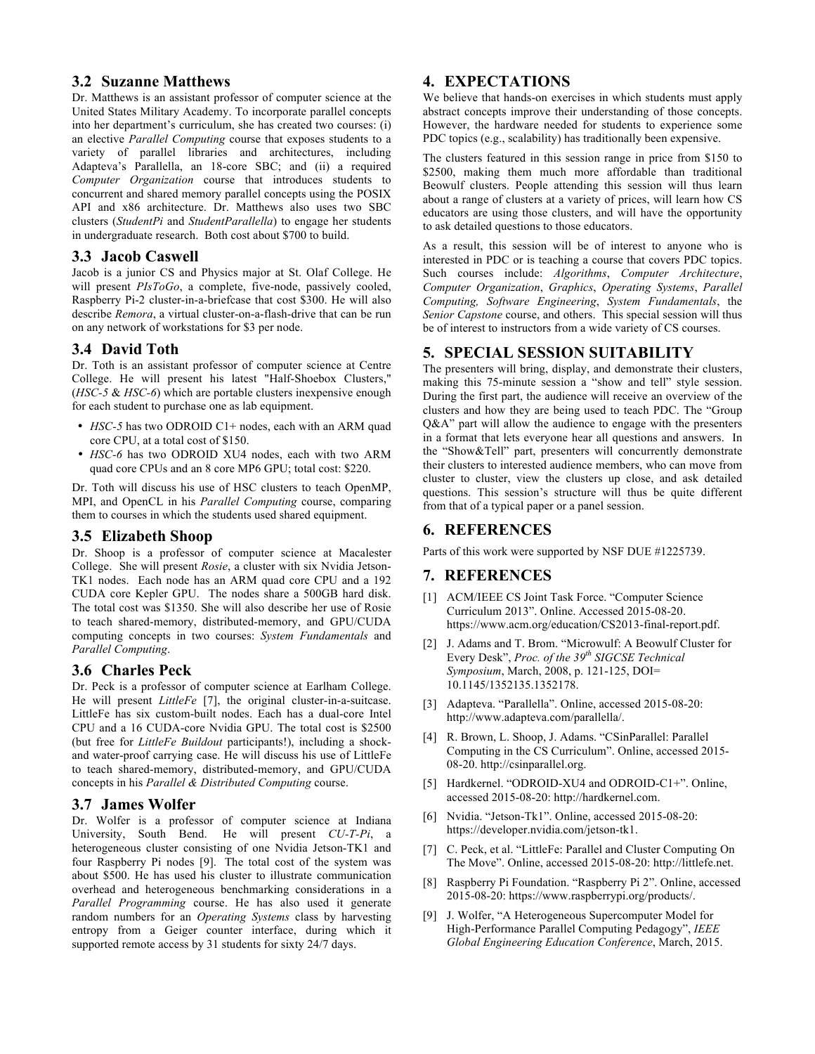### 3.2 Suzanne Matthews

Dr. Matthews is an assistant professor of computer science at the United States Military Academy. To incorporate parallel concepts into her department's curriculum, she has created two courses: (i) an elective *Parallel Computing* course that exposes students to a variety of parallel libraries and architectures, including Adapteva's Parallella, an 18-core SBC; and (ii) a required *Computer Organization* course that introduces students to concurrent and shared memory parallel concepts using the POSIX API and x86 architecture. Dr. Matthews also uses two SBC clusters (*StudentPi* and *StudentParallella*) to engage her students in undergraduate research. Both cost about $700 to build.

### 3.3 Jacob Caswell

Jacob is a junior CS and Physics major at St. Olaf College. He will present *PIsToGo*, a complete, five-node, passively cooled, Raspberry Pi-2 cluster-in-a-briefcase that cost $300. He will also describe *Remora*, a virtual cluster-on-a-flash-drive that can be run on any network of workstations for $3 per node.

### 3.4 David Toth

Dr. Toth is an assistant professor of computer science at Centre College. He will present his latest "Half-Shoebox Clusters," (*HSC-5* & *HSC-6*) which are portable clusters inexpensive enough for each student to purchase one as lab equipment.

- *HSC-5* has two ODROID C1+ nodes, each with an ARM quad core CPU, at a total cost of $150.
- *HSC-6* has two ODROID XU4 nodes, each with two ARM quad core CPUs and an 8 core MP6 GPU; total cost: $220.

Dr. Toth will discuss his use of HSC clusters to teach OpenMP, MPI, and OpenCL in his *Parallel Computing* course, comparing them to courses in which the students used shared equipment.

### 3.5 Elizabeth Shoop

Dr. Shoop is a professor of computer science at Macalester College. She will present *Rosie*, a cluster with six Nvidia Jetson-TK1 nodes. Each node has an ARM quad core CPU and a 192 CUDA core Kepler GPU. The nodes share a 500GB hard disk. The total cost was $1350. She will also describe her use of Rosie to teach shared-memory, distributed-memory, and GPU/CUDA computing concepts in two courses: *System Fundamentals* and *Parallel Computing*.

### 3.6 Charles Peck

Dr. Peck is a professor of computer science at Earlham College. He will present *LittleFe* [7], the original cluster-in-a-suitcase. LittleFe has six custom-built nodes. Each has a dual-core Intel CPU and a 16 CUDA-core Nvidia GPU. The total cost is $2500 (but free for *LittleFe Buildout* participants!), including a shock- and water-proof carrying case. He will discuss his use of LittleFe to teach shared-memory, distributed-memory, and GPU/CUDA concepts in his *Parallel & Distributed Computing* course.

### 3.7 James Wolfer

Dr. Wolfer is a professor of computer science at Indiana University, South Bend. He will present *CU-T-Pi*, a heterogeneous cluster consisting of one Nvidia Jetson-TK1 and four Raspberry Pi nodes [9]. The total cost of the system was about $500. He has used his cluster to illustrate communication overhead and heterogeneous benchmarking considerations in a *Parallel Programming* course. He has also used it generate random numbers for an *Operating Systems* class by harvesting entropy from a Geiger counter interface, during which it supported remote access by 31 students for sixty 24/7 days.

## 4. EXPECTATIONS

We believe that hands-on exercises in which students must apply abstract concepts improve their understanding of those concepts. However, the hardware needed for students to experience some PDC topics (e.g., scalability) has traditionally been expensive.

The clusters featured in this session range in price from $150 to $2500, making them much more affordable than traditional Beowulf clusters. People attending this session will thus learn about a range of clusters at a variety of prices, will learn how CS educators are using those clusters, and will have the opportunity to ask detailed questions to those educators.

As a result, this session will be of interest to anyone who is interested in PDC or is teaching a course that covers PDC topics. Such courses include: *Algorithms*, *Computer Architecture*, *Computer Organization*, *Graphics*, *Operating Systems*, *Parallel Computing, Software Engineering*, *System Fundamentals*, the *Senior Capstone* course, and others. This special session will thus be of interest to instructors from a wide variety of CS courses.

## 5. SPECIAL SESSION SUITABILITY

The presenters will bring, display, and demonstrate their clusters, making this 75-minute session a "show and tell" style session. During the first part, the audience will receive an overview of the clusters and how they are being used to teach PDC. The "Group Q&A" part will allow the audience to engage with the presenters in a format that lets everyone hear all questions and answers. In the "Show&Tell" part, presenters will concurrently demonstrate their clusters to interested audience members, who can move from cluster to cluster, view the clusters up close, and ask detailed questions. This session's structure will thus be quite different from that of a typical paper or a panel session.

## 6. REFERENCES

Parts of this work were supported by NSF DUE #1225739.

## 7. REFERENCES

[1] ACM/IEEE CS Joint Task Force. "Computer Science Curriculum 2013". Online. Accessed 2015-08-20. https://www.acm.org/education/CS2013-final-report.pdf.

[2] J. Adams and T. Brom. "Microwulf: A Beowulf Cluster for Every Desk", *Proc. of the 39th SIGCSE Technical Symposium*, March, 2008, p. 121-125, DOI= 10.1145/1352135.1352178.

[3] Adapteva. "Parallella". Online, accessed 2015-08-20: http://www.adapteva.com/parallella/.

[4] R. Brown, L. Shoop, J. Adams. "CSinParallel: Parallel Computing in the CS Curriculum". Online, accessed 2015-08-20. http://csinparallel.org.

[5] Hardkernel. "ODROID-XU4 and ODROID-C1+". Online, accessed 2015-08-20: http://hardkernel.com.

[6] Nvidia. "Jetson-Tk1". Online, accessed 2015-08-20: https://developer.nvidia.com/jetson-tk1.

[7] C. Peck, et al. "LittleFe: Parallel and Cluster Computing On The Move". Online, accessed 2015-08-20: http://littlefe.net.

[8] Raspberry Pi Foundation. "Raspberry Pi 2". Online, accessed 2015-08-20: https://www.raspberrypi.org/products/.

[9] J. Wolfer, "A Heterogeneous Supercomputer Model for High-Performance Parallel Computing Pedagogy", *IEEE Global Engineering Education Conference*, March, 2015.